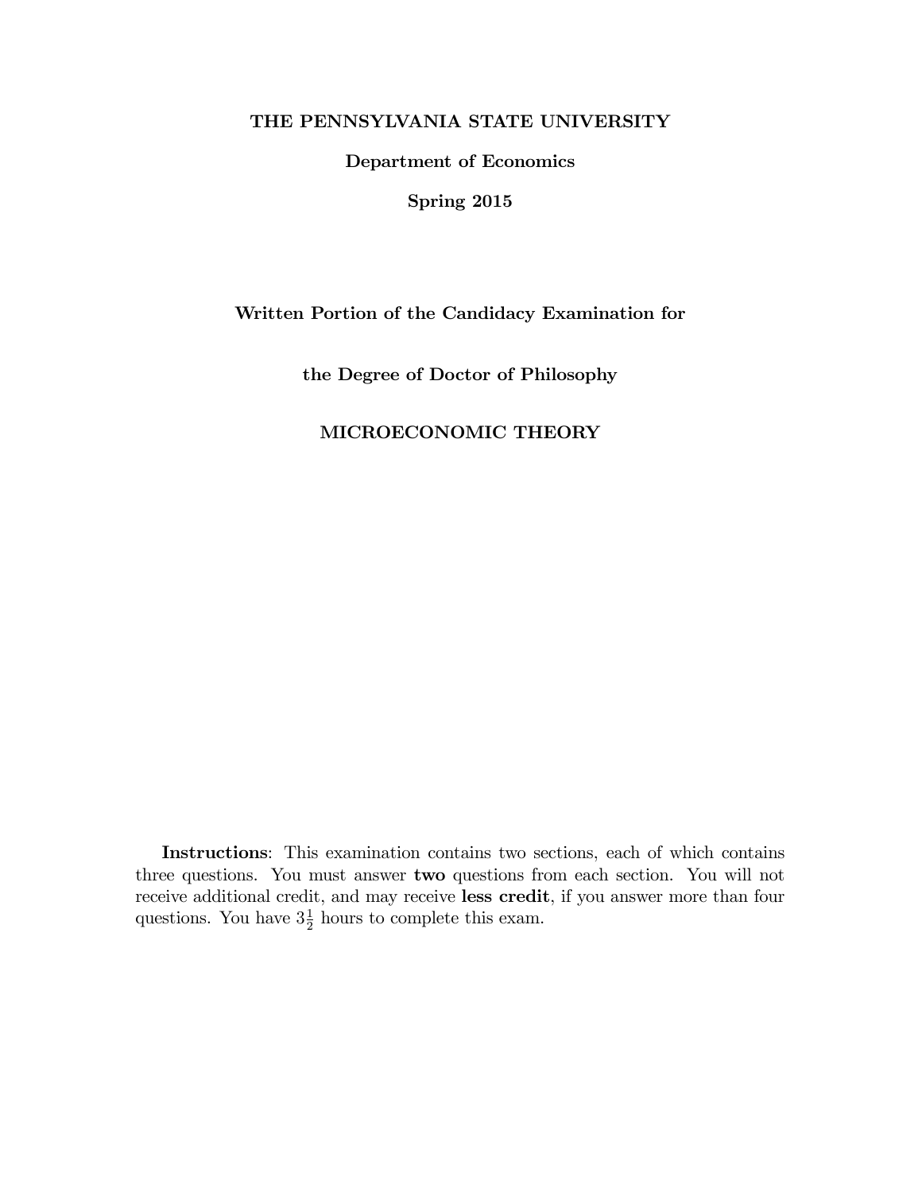**THE PENNSYLVANIA STATE UNIVERSITY**

**Department of Economics**

**Spring 2015**

**Written Portion of the Candidacy Examination for**

**the Degree of Doctor of Philosophy**

**MICROECONOMIC THEORY**

**Instructions**: This examination contains two sections, each of which contains three questions. You must answer **two** questions from each section. You will not receive additional credit, and may receive **less credit**, if you answer more than four questions. You have $3\frac{1}{2}$ hours to complete this exam.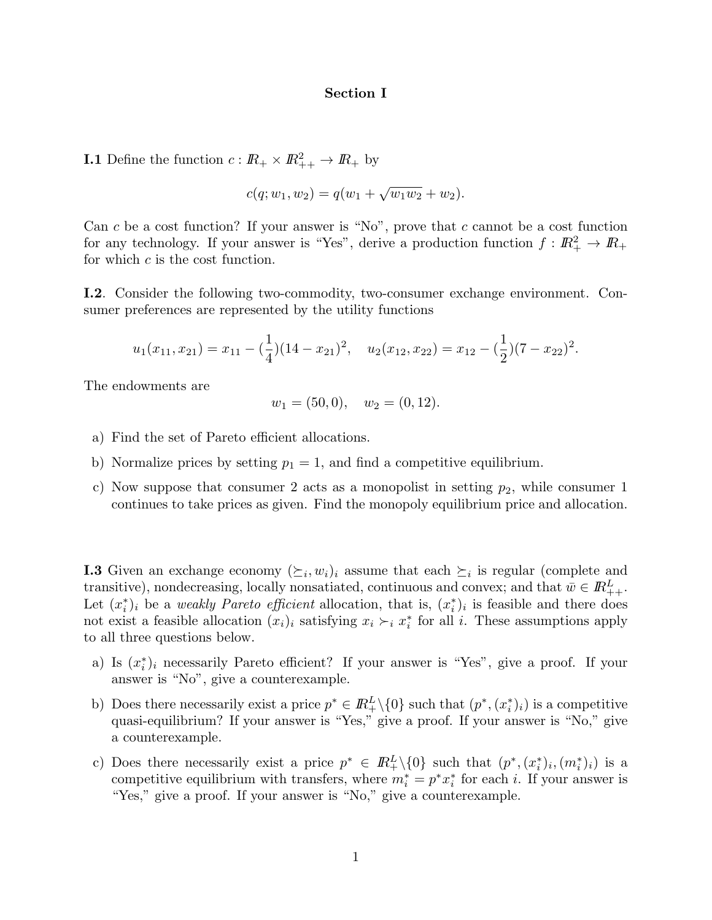## Section I

**I.1** Define the function $c : \mathbb{R}_+ \times \mathbb{R}^2_{++} \to \mathbb{R}_+$ by

$$c(q; w_1, w_2) = q(w_1 + \sqrt{w_1 w_2} + w_2).$$

Can $c$ be a cost function? If your answer is "No", prove that $c$ cannot be a cost function for any technology. If your answer is "Yes", derive a production function $f : \mathbb{R}^2_+ \to \mathbb{R}_+$ for which $c$ is the cost function.

**I.2**. Consider the following two-commodity, two-consumer exchange environment. Consumer preferences are represented by the utility functions

$$u_1(x_{11}, x_{21}) = x_{11} - (\frac{1}{4})(14 - x_{21})^2, \quad u_2(x_{12}, x_{22}) = x_{12} - (\frac{1}{2})(7 - x_{22})^2.$$

The endowments are

$$w_1 = (50, 0), \quad w_2 = (0, 12).$$

a) Find the set of Pareto efficient allocations.

b) Normalize prices by setting $p_1 = 1$, and find a competitive equilibrium.

c) Now suppose that consumer 2 acts as a monopolist in setting $p_2$, while consumer 1 continues to take prices as given. Find the monopoly equilibrium price and allocation.

**I.3** Given an exchange economy $(\succeq_i, w_i)_i$ assume that each $\succeq_i$ is regular (complete and transitive), nondecreasing, locally nonsatiated, continuous and convex; and that $\bar{w} \in \mathbb{R}^L_{++}$. Let $(x^*_i)_i$ be a *weakly Pareto efficient* allocation, that is, $(x^*_i)_i$ is feasible and there does not exist a feasible allocation $(x_i)_i$ satisfying $x_i \succ_i x^*_i$ for all $i$. These assumptions apply to all three questions below.

a) Is $(x^*_i)_i$ necessarily Pareto efficient? If your answer is "Yes", give a proof. If your answer is "No", give a counterexample.

b) Does there necessarily exist a price $p^* \in \mathbb{R}^L_+ \backslash \{0\}$ such that $(p^*, (x^*_i)_i)$ is a competitive quasi-equilibrium? If your answer is "Yes," give a proof. If your answer is "No," give a counterexample.

c) Does there necessarily exist a price $p^* \in \mathbb{R}^L_+ \backslash \{0\}$ such that $(p^*, (x^*_i)_i, (m^*_i)_i)$ is a competitive equilibrium with transfers, where $m^*_i = p^* x^*_i$ for each $i$. If your answer is "Yes," give a proof. If your answer is "No," give a counterexample.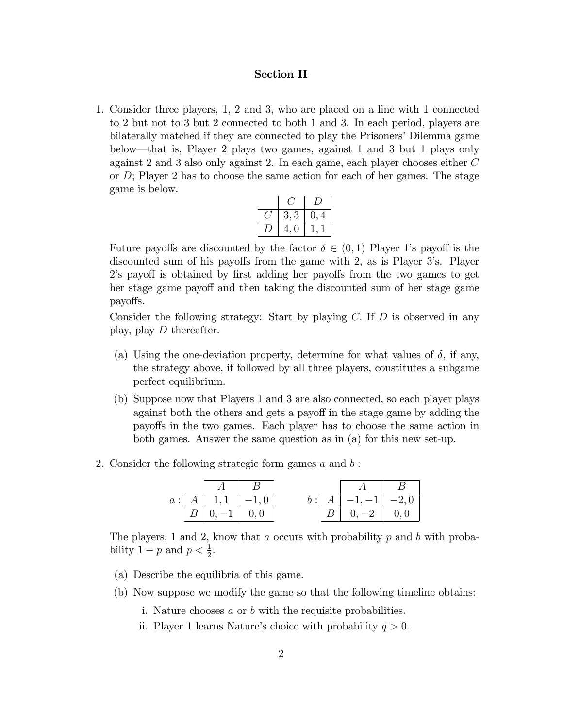## Section II

1. Consider three players, 1, 2 and 3, who are placed on a line with 1 connected to 2 but not to 3 but 2 connected to both 1 and 3. In each period, players are bilaterally matched if they are connected to play the Prisoners' Dilemma game below—that is, Player 2 plays two games, against 1 and 3 but 1 plays only against 2 and 3 also only against 2. In each game, each player chooses either $C$ or $D$; Player 2 has to choose the same action for each of her games. The stage game is below.

| | $C$ | $D$ |
|---|---|---|
| $C$ | $3,3$ | $0,4$ |
| $D$ | $4,0$ | $1,1$ |

Future payoffs are discounted by the factor $\delta \in (0,1)$ Player 1's payoff is the discounted sum of his payoffs from the game with 2, as is Player 3's. Player 2's payoff is obtained by first adding her payoffs from the two games to get her stage game payoff and then taking the discounted sum of her stage game payoffs.

Consider the following strategy: Start by playing $C$. If $D$ is observed in any play, play $D$ thereafter.

   (a) Using the one-deviation property, determine for what values of $\delta$, if any, the strategy above, if followed by all three players, constitutes a subgame perfect equilibrium.

   (b) Suppose now that Players 1 and 3 are also connected, so each player plays against both the others and gets a payoff in the stage game by adding the payoffs in the two games. Each player has to choose the same action in both games. Answer the same question as in (a) for this new set-up.

2. Consider the following strategic form games $a$ and $b$ :

$a$:

| | $A$ | $B$ |
|---|---|---|
| $A$ | $1,1$ | $-1,0$ |
| $B$ | $0,-1$ | $0,0$ |

$b$:

| | $A$ | $B$ |
|---|---|---|
| $A$ | $-1,-1$ | $-2,0$ |
| $B$ | $0,-2$ | $0,0$ |

The players, 1 and 2, know that $a$ occurs with probability $p$ and $b$ with probability $1-p$ and $p < \frac{1}{2}$.

   (a) Describe the equilibria of this game.

   (b) Now suppose we modify the game so that the following timeline obtains:

      i. Nature chooses $a$ or $b$ with the requisite probabilities.

      ii. Player 1 learns Nature's choice with probability $q > 0$.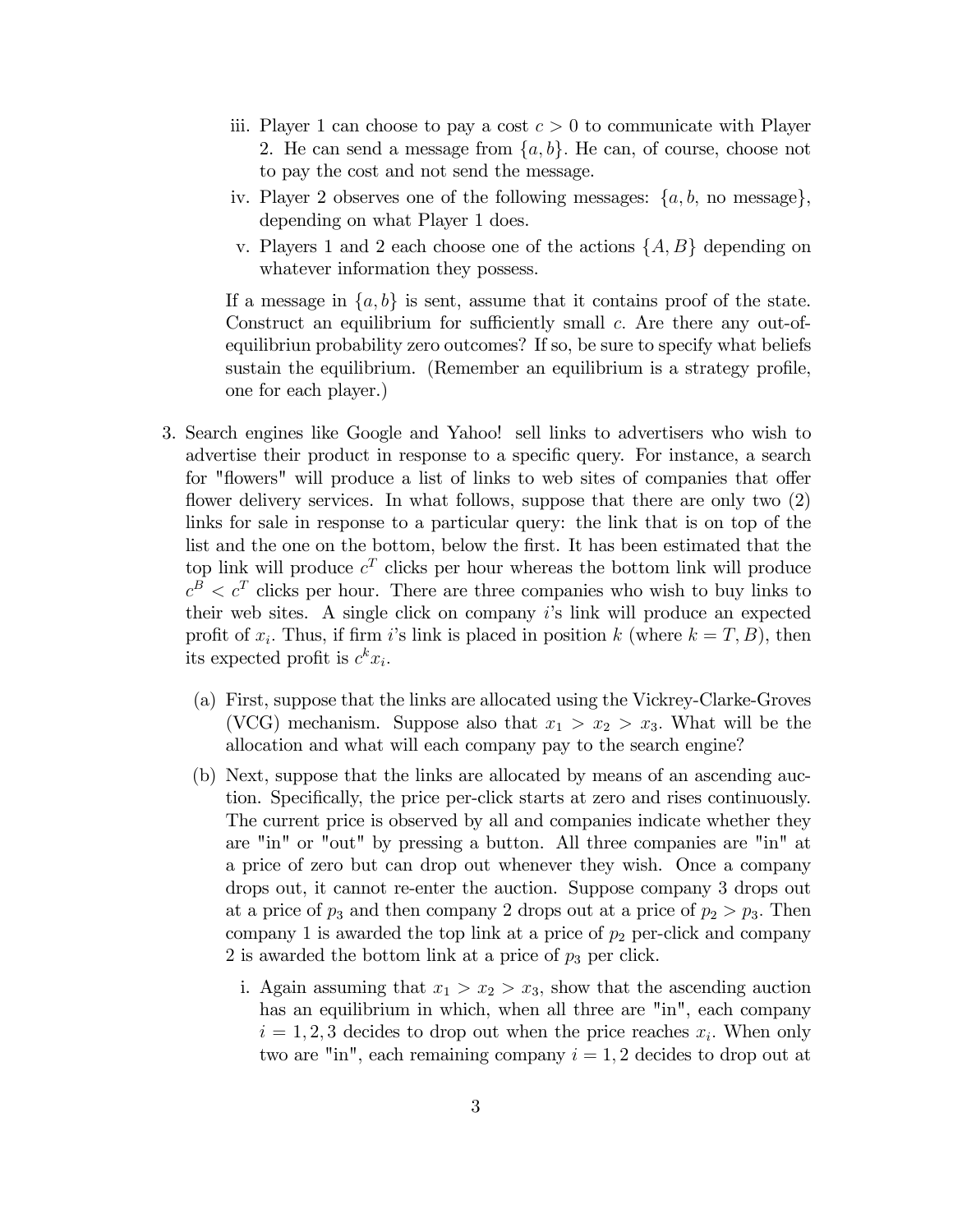iii. Player 1 can choose to pay a cost $c > 0$ to communicate with Player 2. He can send a message from $\{a, b\}$. He can, of course, choose not to pay the cost and not send the message.

iv. Player 2 observes one of the following messages: $\{a, b, \text{no message}\}$, depending on what Player 1 does.

v. Players 1 and 2 each choose one of the actions $\{A, B\}$ depending on whatever information they possess.

If a message in $\{a, b\}$ is sent, assume that it contains proof of the state. Construct an equilibrium for sufficiently small $c$. Are there any out-of-equilibriun probability zero outcomes? If so, be sure to specify what beliefs sustain the equilibrium. (Remember an equilibrium is a strategy profile, one for each player.)

3. Search engines like Google and Yahoo! sell links to advertisers who wish to advertise their product in response to a specific query. For instance, a search for "flowers" will produce a list of links to web sites of companies that offer flower delivery services. In what follows, suppose that there are only two (2) links for sale in response to a particular query: the link that is on top of the list and the one on the bottom, below the first. It has been estimated that the top link will produce $c^T$ clicks per hour whereas the bottom link will produce $c^B < c^T$ clicks per hour. There are three companies who wish to buy links to their web sites. A single click on company $i$'s link will produce an expected profit of $x_i$. Thus, if firm $i$'s link is placed in position $k$ (where $k = T, B$), then its expected profit is $c^k x_i$.

   (a) First, suppose that the links are allocated using the Vickrey-Clarke-Groves (VCG) mechanism. Suppose also that $x_1 > x_2 > x_3$. What will be the allocation and what will each company pay to the search engine?

   (b) Next, suppose that the links are allocated by means of an ascending auction. Specifically, the price per-click starts at zero and rises continuously. The current price is observed by all and companies indicate whether they are "in" or "out" by pressing a button. All three companies are "in" at a price of zero but can drop out whenever they wish. Once a company drops out, it cannot re-enter the auction. Suppose company 3 drops out at a price of $p_3$ and then company 2 drops out at a price of $p_2 > p_3$. Then company 1 is awarded the top link at a price of $p_2$ per-click and company 2 is awarded the bottom link at a price of $p_3$ per click.

      i. Again assuming that $x_1 > x_2 > x_3$, show that the ascending auction has an equilibrium in which, when all three are "in", each company $i = 1, 2, 3$ decides to drop out when the price reaches $x_i$. When only two are "in", each remaining company $i = 1, 2$ decides to drop out at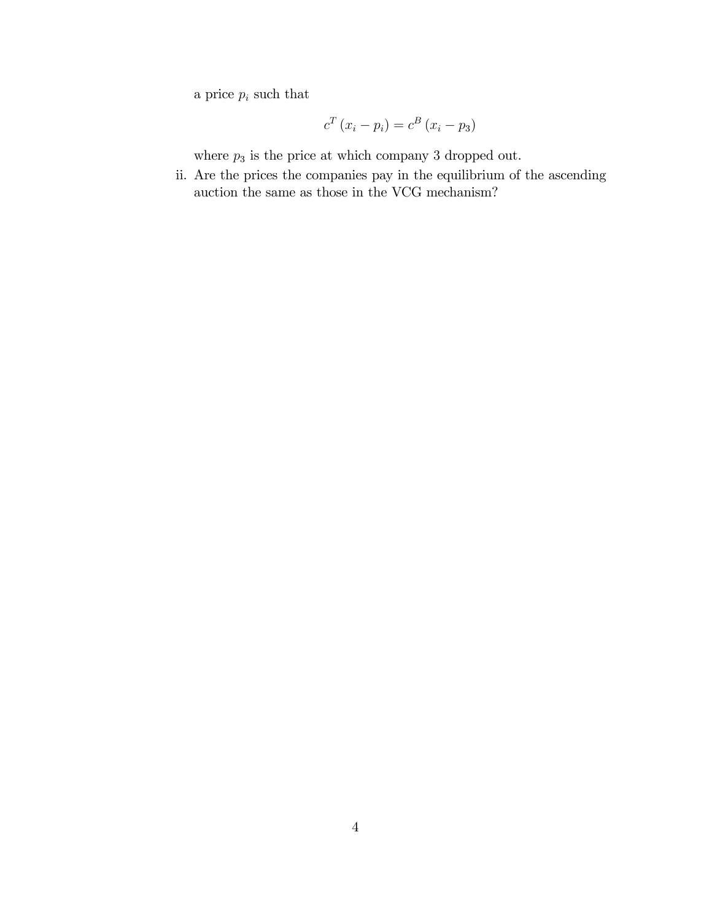a price $p_i$ such that

$$c^T(x_i - p_i) = c^B(x_i - p_3)$$

where $p_3$ is the price at which company 3 dropped out.

ii. Are the prices the companies pay in the equilibrium of the ascending auction the same as those in the VCG mechanism?